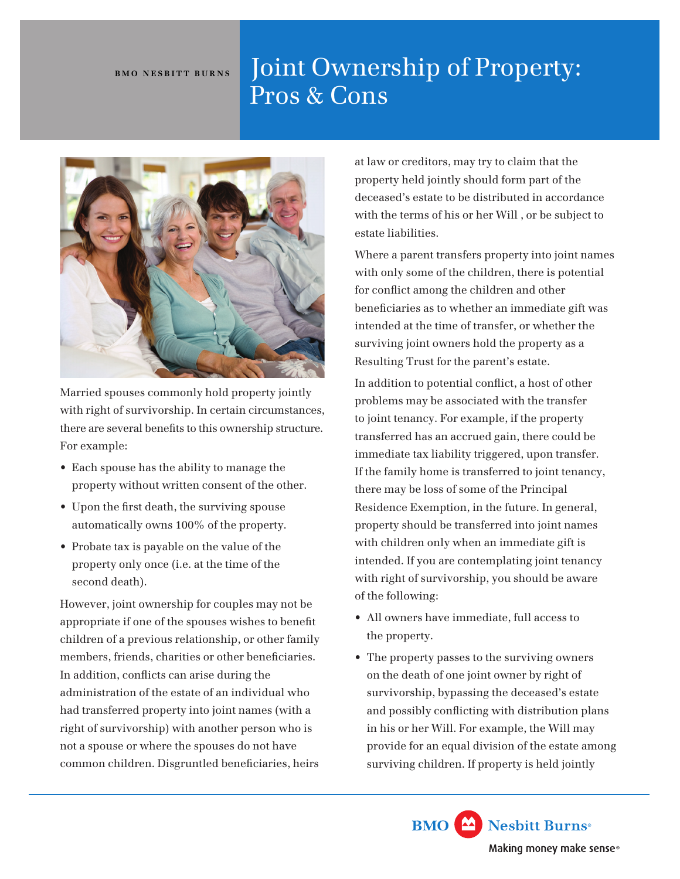BMO NESBITT BURNS

# Joint Ownership of Property: Pros & Cons

Married spouses commonly hold property jointly with right of survivorship. In certain circumstances, there are several benefits to this ownership structure. For example:

- Each spouse has the ability to manage the property without written consent of the other.
- Upon the first death, the surviving spouse automatically owns 100% of the property.
- Probate tax is payable on the value of the property only once (i.e. at the time of the second death).

However, joint ownership for couples may not be appropriate if one of the spouses wishes to benefit children of a previous relationship, or other family members, friends, charities or other beneficiaries. In addition, conflicts can arise during the administration of the estate of an individual who had transferred property into joint names (with a right of survivorship) with another person who is not a spouse or where the spouses do not have common children. Disgruntled beneficiaries, heirs at law or creditors, may try to claim that the property held jointly should form part of the deceased's estate to be distributed in accordance with the terms of his or her Will , or be subject to estate liabilities.

Where a parent transfers property into joint names with only some of the children, there is potential for conflict among the children and other beneficiaries as to whether an immediate gift was intended at the time of transfer, or whether the surviving joint owners hold the property as a Resulting Trust for the parent's estate.

In addition to potential conflict, a host of other problems may be associated with the transfer to joint tenancy. For example, if the property transferred has an accrued gain, there could be immediate tax liability triggered, upon transfer. If the family home is transferred to joint tenancy, there may be loss of some of the Principal Residence Exemption, in the future. In general, property should be transferred into joint names with children only when an immediate gift is intended. If you are contemplating joint tenancy with right of survivorship, you should be aware of the following:

- All owners have immediate, full access to the property.
- The property passes to the surviving owners on the death of one joint owner by right of survivorship, bypassing the deceased's estate and possibly conflicting with distribution plans in his or her Will. For example, the Will may provide for an equal division of the estate among surviving children. If property is held jointly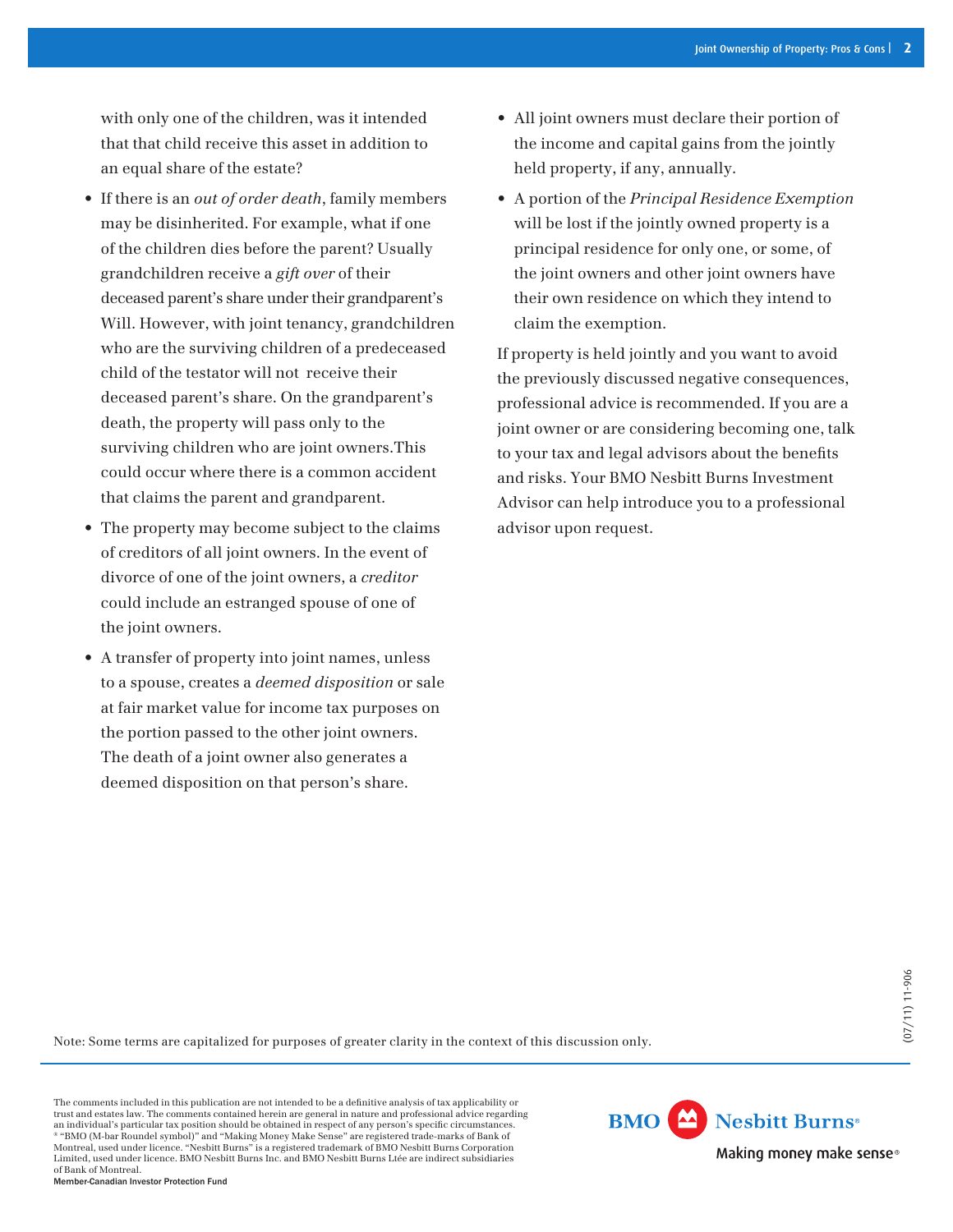with only one of the children, was it intended that that child receive this asset in addition to an equal share of the estate?

- If there is an *out of order death*, family members may be disinherited. For example, what if one of the children dies before the parent? Usually grandchildren receive a *gift over* of their deceased parent's share under their grandparent's Will. However, with joint tenancy, grandchildren who are the surviving children of a predeceased child of the testator will not receive their deceased parent's share. On the grandparent's death, the property will pass only to the surviving children who are joint owners.This could occur where there is a common accident that claims the parent and grandparent.
- The property may become subject to the claims of creditors of all joint owners. In the event of divorce of one of the joint owners, a *creditor* could include an estranged spouse of one of the joint owners.
- A transfer of property into joint names, unless to a spouse, creates a *deemed disposition* or sale at fair market value for income tax purposes on the portion passed to the other joint owners. The death of a joint owner also generates a deemed disposition on that person's share.
- All joint owners must declare their portion of the income and capital gains from the jointly held property, if any, annually.
- A portion of the *Principal Residence Exemption* will be lost if the jointly owned property is a principal residence for only one, or some, of the joint owners and other joint owners have their own residence on which they intend to claim the exemption.

If property is held jointly and you want to avoid the previously discussed negative consequences, professional advice is recommended. If you are a joint owner or are considering becoming one, talk to your tax and legal advisors about the benefits and risks. Your BMO Nesbitt Burns Investment Advisor can help introduce you to a professional advisor upon request.

Note: Some terms are capitalized for purposes of greater clarity in the context of this discussion only.

The comments included in this publication are not intended to be a definitive analysis of tax applicability or trust and estates law. The comments contained herein are general in nature and professional advice regarding an individual's particular tax position should be obtained in respect of any person's specific circumstances. ® "BMO (M-bar Roundel symbol)" and "Making Money Make Sense" are registered trade-marks of Bank of Montreal, used under licence. "Nesbitt Burns" is a registered trademark of BMO Nesbitt Burns Corporation Limited, used under licence. BMO Nesbitt Burns Inc. and BMO Nesbitt Burns Ltée are indirect subsidiaries of Bank of Montreal.

Member-Canadian Investor Protection Fund

BMO Nesbitt Burns®

Making money make sense®

(07/11) 11-906